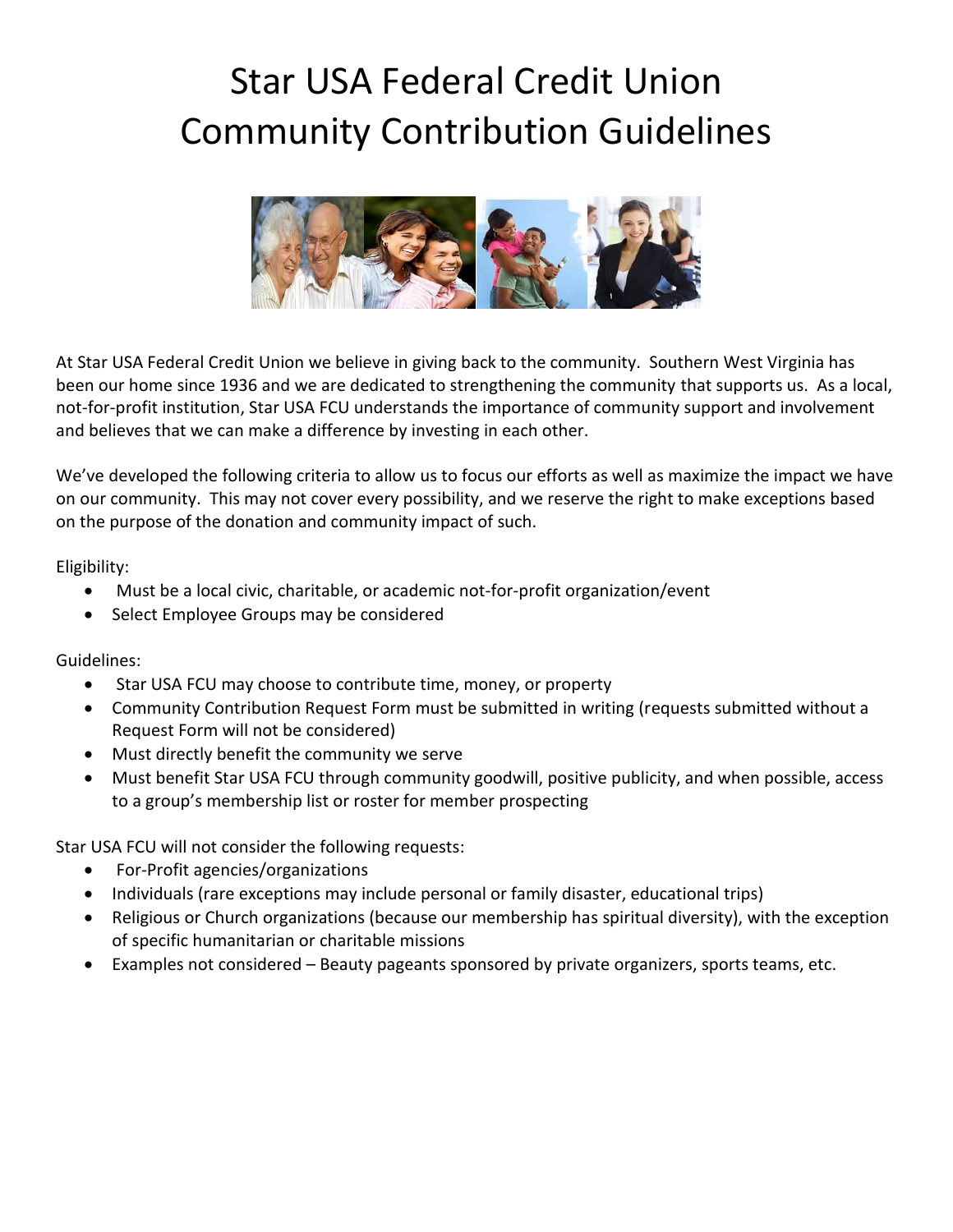# Star USA Federal Credit Union
# Community Contribution Guidelines

At Star USA Federal Credit Union we believe in giving back to the community. Southern West Virginia has been our home since 1936 and we are dedicated to strengthening the community that supports us. As a local, not-for-profit institution, Star USA FCU understands the importance of community support and involvement and believes that we can make a difference by investing in each other.

We've developed the following criteria to allow us to focus our efforts as well as maximize the impact we have on our community. This may not cover every possibility, and we reserve the right to make exceptions based on the purpose of the donation and community impact of such.

Eligibility:

- Must be a local civic, charitable, or academic not-for-profit organization/event
- Select Employee Groups may be considered

Guidelines:

- Star USA FCU may choose to contribute time, money, or property
- Community Contribution Request Form must be submitted in writing (requests submitted without a Request Form will not be considered)
- Must directly benefit the community we serve
- Must benefit Star USA FCU through community goodwill, positive publicity, and when possible, access to a group's membership list or roster for member prospecting

Star USA FCU will not consider the following requests:

- For-Profit agencies/organizations
- Individuals (rare exceptions may include personal or family disaster, educational trips)
- Religious or Church organizations (because our membership has spiritual diversity), with the exception of specific humanitarian or charitable missions
- Examples not considered – Beauty pageants sponsored by private organizers, sports teams, etc.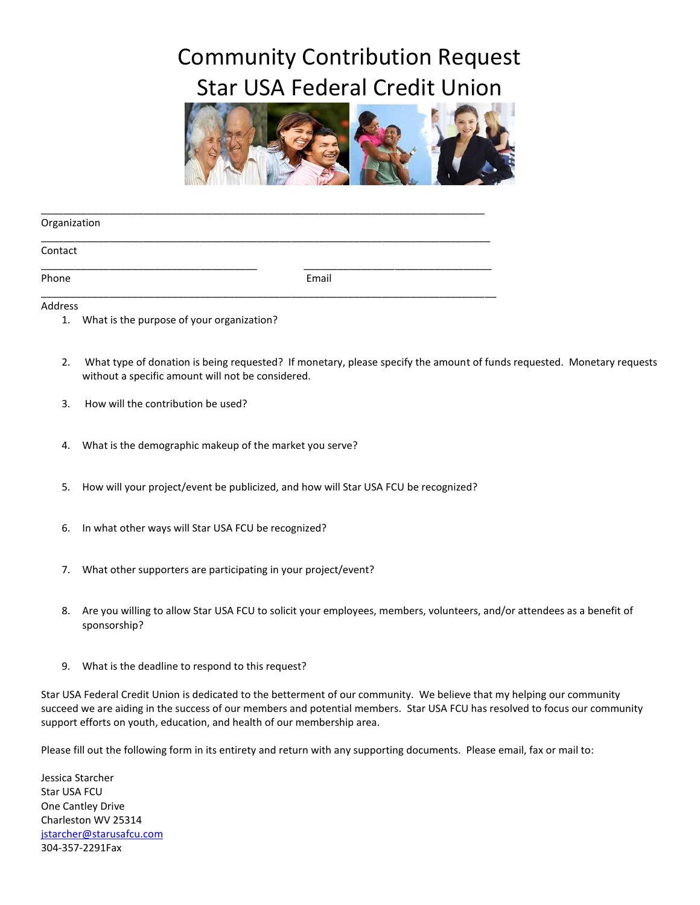# Community Contribution Request
# Star USA Federal Credit Union

______________________________________________________________________________

Organization

______________________________________________________________________________

Contact

_____________________________________ _________________________________

Phone Email

______________________________________________________________________________

Address

1. What is the purpose of your organization?

2. What type of donation is being requested? If monetary, please specify the amount of funds requested. Monetary requests without a specific amount will not be considered.

3. How will the contribution be used?

4. What is the demographic makeup of the market you serve?

5. How will your project/event be publicized, and how will Star USA FCU be recognized?

6. In what other ways will Star USA FCU be recognized?

7. What other supporters are participating in your project/event?

8. Are you willing to allow Star USA FCU to solicit your employees, members, volunteers, and/or attendees as a benefit of sponsorship?

9. What is the deadline to respond to this request?

Star USA Federal Credit Union is dedicated to the betterment of our community. We believe that my helping our community succeed we are aiding in the success of our members and potential members. Star USA FCU has resolved to focus our community support efforts on youth, education, and health of our membership area.

Please fill out the following form in its entirety and return with any supporting documents. Please email, fax or mail to:

Jessica Starcher
Star USA FCU
One Cantley Drive
Charleston WV 25314
jstarcher@starusafcu.com
304-357-2291Fax